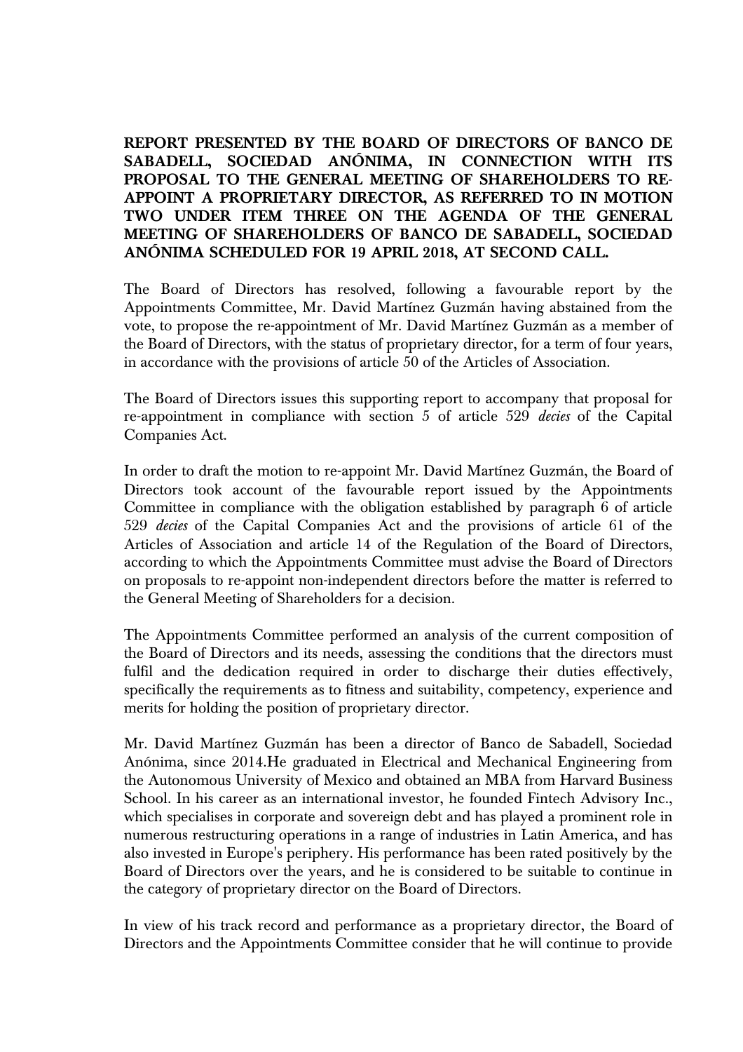**REPORT PRESENTED BY THE BOARD OF DIRECTORS OF BANCO DE SABADELL, SOCIEDAD ANÓNIMA, IN CONNECTION WITH ITS PROPOSAL TO THE GENERAL MEETING OF SHAREHOLDERS TO RE-APPOINT A PROPRIETARY DIRECTOR, AS REFERRED TO IN MOTION TWO UNDER ITEM THREE ON THE AGENDA OF THE GENERAL MEETING OF SHAREHOLDERS OF BANCO DE SABADELL, SOCIEDAD ANÓNIMA SCHEDULED FOR 19 APRIL 2018, AT SECOND CALL.**

The Board of Directors has resolved, following a favourable report by the Appointments Committee, Mr. David Martínez Guzmán having abstained from the vote, to propose the re-appointment of Mr. David Martínez Guzmán as a member of the Board of Directors, with the status of proprietary director, for a term of four years, in accordance with the provisions of article 50 of the Articles of Association.

The Board of Directors issues this supporting report to accompany that proposal for re-appointment in compliance with section 5 of article 529 *decies* of the Capital Companies Act.

In order to draft the motion to re-appoint Mr. David Martínez Guzmán, the Board of Directors took account of the favourable report issued by the Appointments Committee in compliance with the obligation established by paragraph 6 of article 529 *decies* of the Capital Companies Act and the provisions of article 61 of the Articles of Association and article 14 of the Regulation of the Board of Directors, according to which the Appointments Committee must advise the Board of Directors on proposals to re-appoint non-independent directors before the matter is referred to the General Meeting of Shareholders for a decision.

The Appointments Committee performed an analysis of the current composition of the Board of Directors and its needs, assessing the conditions that the directors must fulfil and the dedication required in order to discharge their duties effectively, specifically the requirements as to fitness and suitability, competency, experience and merits for holding the position of proprietary director.

Mr. David Martínez Guzmán has been a director of Banco de Sabadell, Sociedad Anónima, since 2014.He graduated in Electrical and Mechanical Engineering from the Autonomous University of Mexico and obtained an MBA from Harvard Business School. In his career as an international investor, he founded Fintech Advisory Inc., which specialises in corporate and sovereign debt and has played a prominent role in numerous restructuring operations in a range of industries in Latin America, and has also invested in Europe's periphery. His performance has been rated positively by the Board of Directors over the years, and he is considered to be suitable to continue in the category of proprietary director on the Board of Directors.

In view of his track record and performance as a proprietary director, the Board of Directors and the Appointments Committee consider that he will continue to provide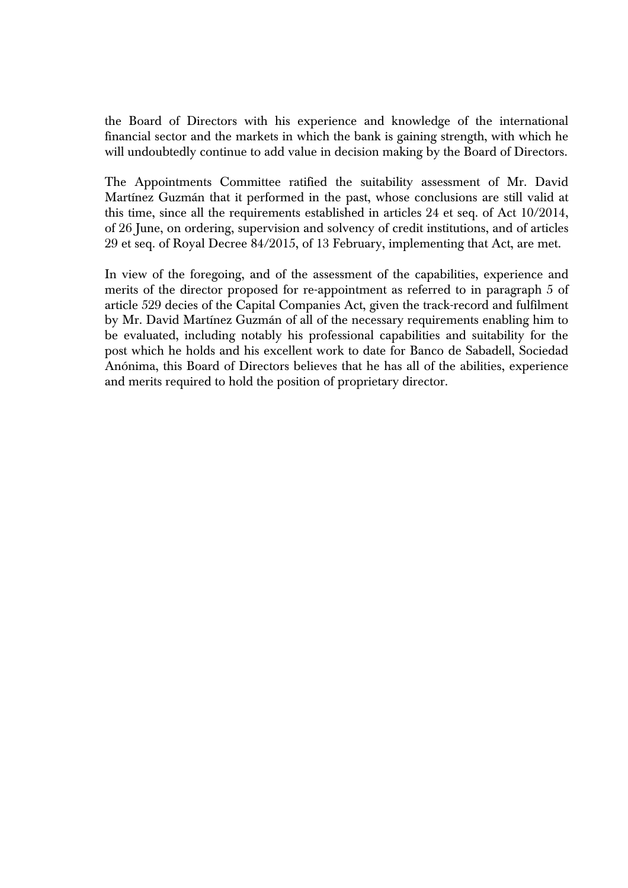the Board of Directors with his experience and knowledge of the international financial sector and the markets in which the bank is gaining strength, with which he will undoubtedly continue to add value in decision making by the Board of Directors.

The Appointments Committee ratified the suitability assessment of Mr. David Martínez Guzmán that it performed in the past, whose conclusions are still valid at this time, since all the requirements established in articles 24 et seq. of Act 10/2014, of 26 June, on ordering, supervision and solvency of credit institutions, and of articles 29 et seq. of Royal Decree 84/2015, of 13 February, implementing that Act, are met.

In view of the foregoing, and of the assessment of the capabilities, experience and merits of the director proposed for re-appointment as referred to in paragraph 5 of article 529 decies of the Capital Companies Act, given the track-record and fulfilment by Mr. David Martínez Guzmán of all of the necessary requirements enabling him to be evaluated, including notably his professional capabilities and suitability for the post which he holds and his excellent work to date for Banco de Sabadell, Sociedad Anónima, this Board of Directors believes that he has all of the abilities, experience and merits required to hold the position of proprietary director.